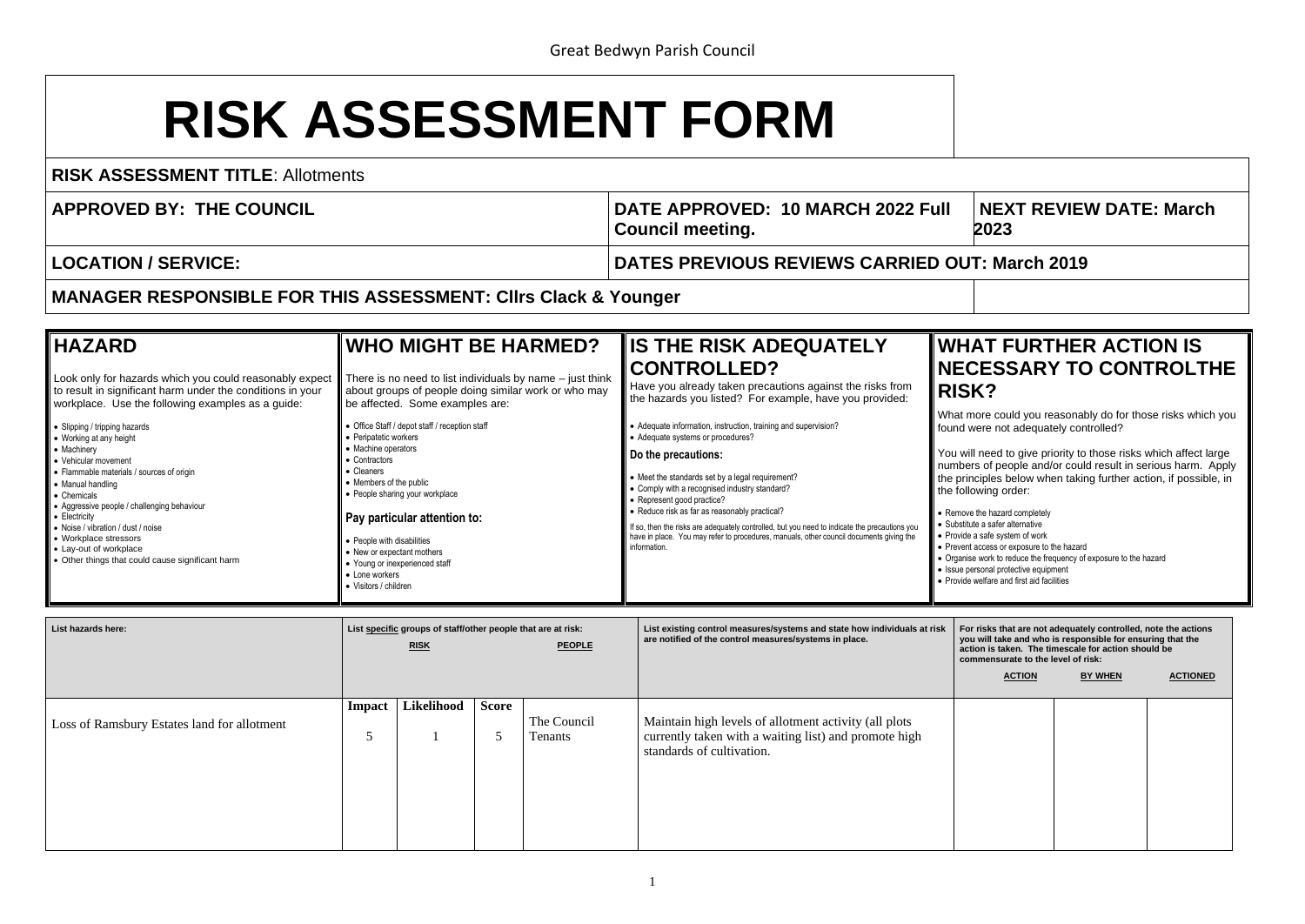Great Bedwyn Parish Council

# RISK ASSESSMENT FORM

| | |
|---|---|
| **RISK ASSESSMENT TITLE**: Allotments | |
| **APPROVED BY: THE COUNCIL** | **DATE APPROVED: 10 MARCH 2022 Full Council meeting.** / **NEXT REVIEW DATE: March 2023** |
| **LOCATION / SERVICE:** | **DATES PREVIOUS REVIEWS CARRIED OUT: March 2019** |
| **MANAGER RESPONSIBLE FOR THIS ASSESSMENT: Cllrs Clack & Younger** | |

| HAZARD | WHO MIGHT BE HARMED? | IS THE RISK ADEQUATELY CONTROLLED? | WHAT FURTHER ACTION IS NECESSARY TO CONTROLTHE RISK? |
|---|---|---|---|
| Look only for hazards which you could reasonably expect to result in significant harm under the conditions in your workplace. Use the following examples as a guide:<br>• Slipping / tripping hazards<br>• Working at any height<br>• Machinery<br>• Vehicular movement<br>• Flammable materials / sources of origin<br>• Manual handling<br>• Chemicals<br>• Aggressive people / challenging behaviour<br>• Electricity<br>• Noise / vibration / dust / noise<br>• Workplace stressors<br>• Lay-out of workplace<br>• Other things that could cause significant harm | There is no need to list individuals by name – just think about groups of people doing similar work or who may be affected. Some examples are:<br>• Office Staff / depot staff / reception staff<br>• Peripatetic workers<br>• Machine operators<br>• Contractors<br>• Cleaners<br>• Members of the public<br>• People sharing your workplace<br>**Pay particular attention to:**<br>• People with disabilities<br>• New or expectant mothers<br>• Young or inexperienced staff<br>• Lone workers<br>• Visitors / children | Have you already taken precautions against the risks from the hazards you listed? For example, have you provided:<br>• Adequate information, instruction, training and supervision?<br>• Adequate systems or procedures?<br>**Do the precautions:**<br>• Meet the standards set by a legal requirement?<br>• Comply with a recognised industry standard?<br>• Represent good practice?<br>• Reduce risk as far as reasonably practical?<br>If so, then the risks are adequately controlled, but you need to indicate the precautions you have in place. You may refer to procedures, manuals, other council documents giving the information. | What more could you reasonably do for those risks which you found were not adequately controlled?<br>You will need to give priority to those risks which affect large numbers of people and/or could result in serious harm. Apply the principles below when taking further action, if possible, in the following order:<br>• Remove the hazard completely<br>• Substitute a safer alternative<br>• Provide a safe system of work<br>• Prevent access or exposure to the hazard<br>• Organise work to reduce the frequency of exposure to the hazard<br>• Issue personal protective equipment<br>• Provide welfare and first aid facilities |

| List hazards here: | List specific groups of staff/other people that are at risk: RISK | | | PEOPLE | List existing control measures/systems and state how individuals at risk are notified of the control measures/systems in place. | For risks that are not adequately controlled, note the actions you will take and who is responsible for ensuring that the action is taken. The timescale for action should be commensurate to the level of risk: ACTION | BY WHEN | ACTIONED |
|---|---|---|---|---|---|---|---|---|
| | Impact | Likelihood | Score | | | | | |
| Loss of Ramsbury Estates land for allotment | 5 | 1 | 5 | The Council<br>Tenants | Maintain high levels of allotment activity (all plots currently taken with a waiting list) and promote high standards of cultivation. | | | |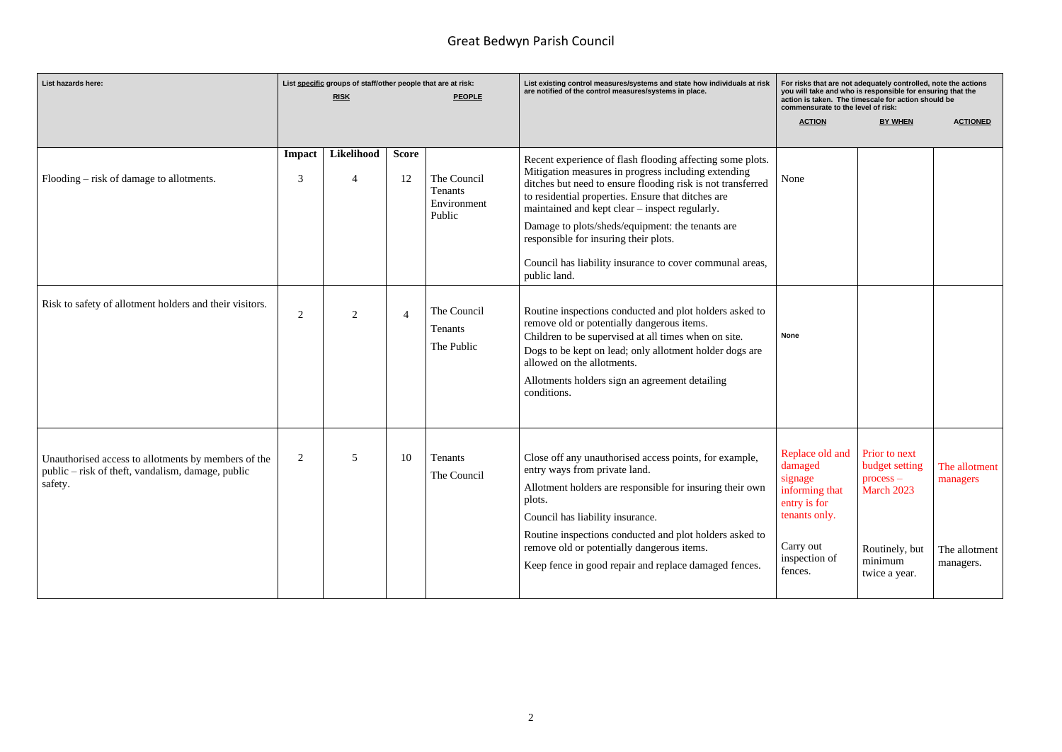# Great Bedwyn Parish Council

| List hazards here: | List specific groups of staff/other people that are at risk: RISK | | | PEOPLE | List existing control measures/systems and state how individuals at risk are notified of the control measures/systems in place. | For risks that are not adequately controlled, note the actions you will take and who is responsible for ensuring that the action is taken. The timescale for action should be commensurate to the level of risk: ACTION | BY WHEN | ACTIONED |
|---|---|---|---|---|---|---|---|---|
| | Impact | Likelihood | Score | | | | | |
| Flooding – risk of damage to allotments. | 3 | 4 | 12 | The Council<br>Tenants<br>Environment<br>Public | Recent experience of flash flooding affecting some plots. Mitigation measures in progress including extending ditches but need to ensure flooding risk is not transferred to residential properties. Ensure that ditches are maintained and kept clear – inspect regularly.<br>Damage to plots/sheds/equipment: the tenants are responsible for insuring their plots.<br>Council has liability insurance to cover communal areas, public land. | None | | |
| Risk to safety of allotment holders and their visitors. | 2 | 2 | 4 | The Council<br>Tenants<br>The Public | Routine inspections conducted and plot holders asked to remove old or potentially dangerous items.<br>Children to be supervised at all times when on site.<br>Dogs to be kept on lead; only allotment holder dogs are allowed on the allotments.<br>Allotments holders sign an agreement detailing conditions. | None | | |
| Unauthorised access to allotments by members of the public – risk of theft, vandalism, damage, public safety. | 2 | 5 | 10 | Tenants<br>The Council | Close off any unauthorised access points, for example, entry ways from private land.<br>Allotment holders are responsible for insuring their own plots.<br>Council has liability insurance.<br>Routine inspections conducted and plot holders asked to remove old or potentially dangerous items.<br>Keep fence in good repair and replace damaged fences. | Replace old and damaged signage informing that entry is for tenants only.<br><br>Carry out inspection of fences. | Prior to next budget setting process – March 2023<br><br>Routinely, but minimum twice a year. | The allotment managers<br><br>The allotment managers. |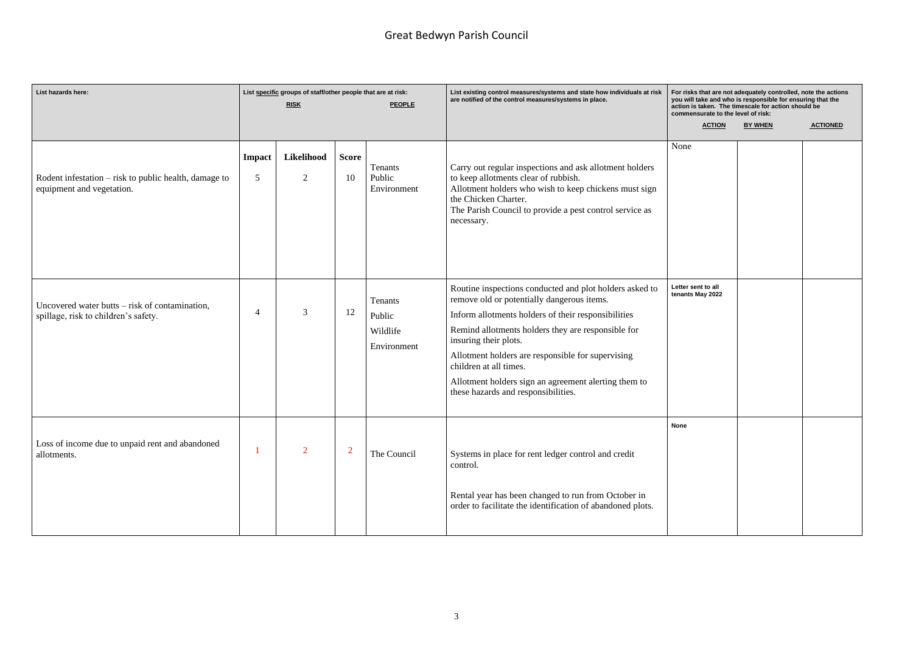# Great Bedwyn Parish Council

| List hazards here: | List specific groups of staff/other people that are at risk: RISK | | | PEOPLE | List existing control measures/systems and state how individuals at risk are notified of the control measures/systems in place. | For risks that are not adequately controlled, note the actions you will take and who is responsible for ensuring that the action is taken. The timescale for action should be commensurate to the level of risk: ACTION | BY WHEN | ACTIONED |
|---|---|---|---|---|---|---|---|---|
| | **Impact** | **Likelihood** | **Score** | | | | | |
| Rodent infestation – risk to public health, damage to equipment and vegetation. | 5 | 2 | 10 | Tenants<br>Public<br>Environment | Carry out regular inspections and ask allotment holders to keep allotments clear of rubbish.<br>Allotment holders who wish to keep chickens must sign the Chicken Charter.<br>The Parish Council to provide a pest control service as necessary. | None | | |
| Uncovered water butts – risk of contamination, spillage, risk to children's safety. | 4 | 3 | 12 | Tenants<br>Public<br>Wildlife<br>Environment | Routine inspections conducted and plot holders asked to remove old or potentially dangerous items.<br>Inform allotments holders of their responsibilities<br>Remind allotments holders they are responsible for insuring their plots.<br>Allotment holders are responsible for supervising children at all times.<br>Allotment holders sign an agreement alerting them to these hazards and responsibilities. | **Letter sent to all tenants May 2022** | | |
| Loss of income due to unpaid rent and abandoned allotments. | 1 | 2 | 2 | The Council | Systems in place for rent ledger control and credit control.<br>Rental year has been changed to run from October in order to facilitate the identification of abandoned plots. | **None** | | |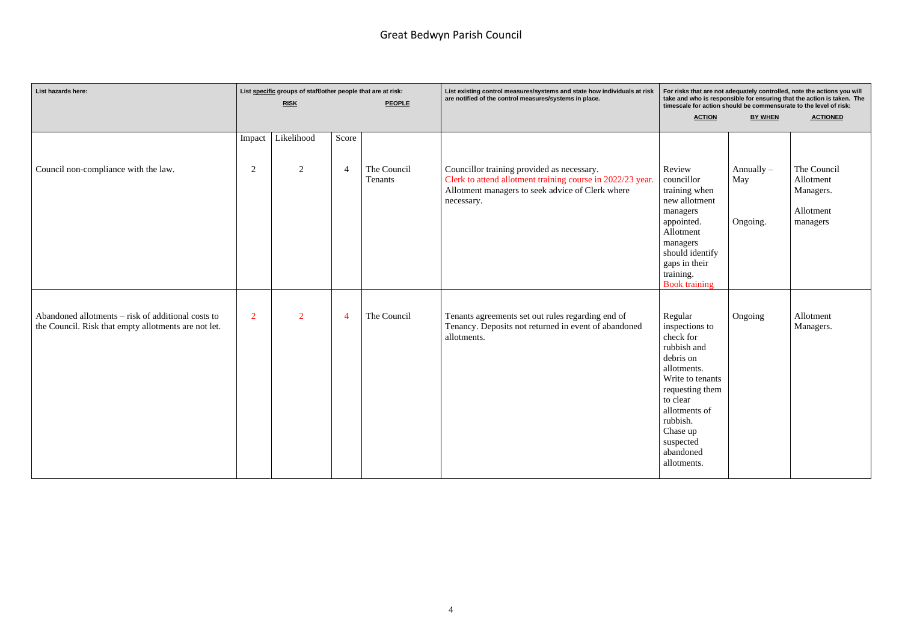# Great Bedwyn Parish Council

| List hazards here: | List specific groups of staff/other people that are at risk: RISK | | | PEOPLE | List existing control measures/systems and state how individuals at risk are notified of the control measures/systems in place. | For risks that are not adequately controlled, note the actions you will take and who is responsible for ensuring that the action is taken. The timescale for action should be commensurate to the level of risk: ACTION | BY WHEN | ACTIONED |
|---|---|---|---|---|---|---|---|---|
| | Impact | Likelihood | Score | | | | | |
| Council non-compliance with the law. | 2 | 2 | 4 | The Council Tenants | Councillor training provided as necessary. Clerk to attend allotment training course in 2022/23 year. Allotment managers to seek advice of Clerk where necessary. | Review councillor training when new allotment managers appointed. Allotment managers should identify gaps in their training. Book training | Annually – May<br><br>Ongoing. | The Council Allotment Managers.<br><br>Allotment managers |
| Abandoned allotments – risk of additional costs to the Council. Risk that empty allotments are not let. | 2 | 2 | 4 | The Council | Tenants agreements set out rules regarding end of Tenancy. Deposits not returned in event of abandoned allotments. | Regular inspections to check for rubbish and debris on allotments. Write to tenants requesting them to clear allotments of rubbish. Chase up suspected abandoned allotments. | Ongoing | Allotment Managers. |